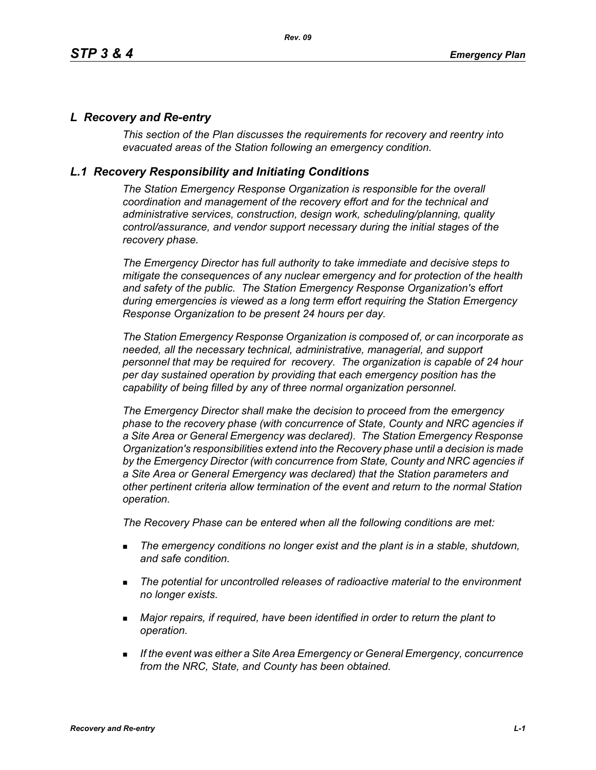## *L Recovery and Re-entry*

*This section of the Plan discusses the requirements for recovery and reentry into evacuated areas of the Station following an emergency condition.*

## *L.1 Recovery Responsibility and Initiating Conditions*

*The Station Emergency Response Organization is responsible for the overall coordination and management of the recovery effort and for the technical and administrative services, construction, design work, scheduling/planning, quality control/assurance, and vendor support necessary during the initial stages of the recovery phase.*

*The Emergency Director has full authority to take immediate and decisive steps to mitigate the consequences of any nuclear emergency and for protection of the health and safety of the public. The Station Emergency Response Organization's effort during emergencies is viewed as a long term effort requiring the Station Emergency Response Organization to be present 24 hours per day.*

*The Station Emergency Response Organization is composed of, or can incorporate as needed, all the necessary technical, administrative, managerial, and support personnel that may be required for recovery. The organization is capable of 24 hour per day sustained operation by providing that each emergency position has the capability of being filled by any of three normal organization personnel.*

*The Emergency Director shall make the decision to proceed from the emergency phase to the recovery phase (with concurrence of State, County and NRC agencies if a Site Area or General Emergency was declared). The Station Emergency Response Organization's responsibilities extend into the Recovery phase until a decision is made by the Emergency Director (with concurrence from State, County and NRC agencies if a Site Area or General Emergency was declared) that the Station parameters and other pertinent criteria allow termination of the event and return to the normal Station operation.*

*The Recovery Phase can be entered when all the following conditions are met:*

- *The emergency conditions no longer exist and the plant is in a stable, shutdown, and safe condition.*
- *The potential for uncontrolled releases of radioactive material to the environment no longer exists.*
- *Major repairs, if required, have been identified in order to return the plant to operation.*
- *If the event was either a Site Area Emergency or General Emergency, concurrence from the NRC, State, and County has been obtained.*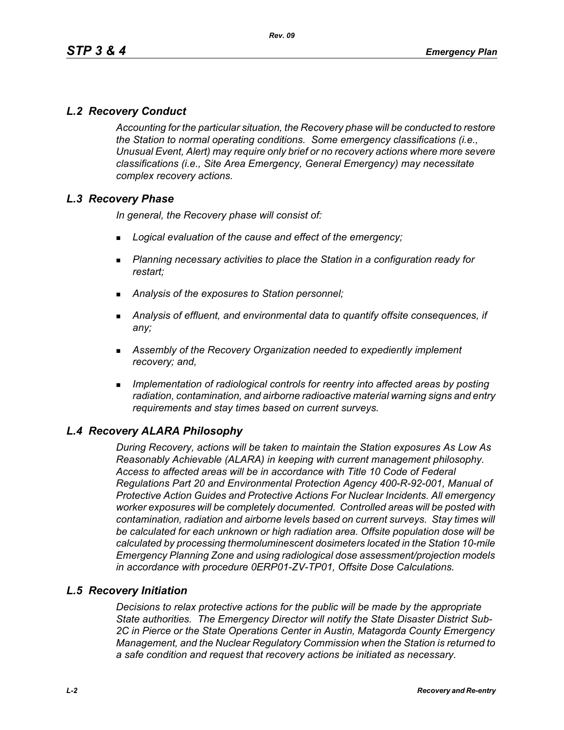## *L.2 Recovery Conduct*

*Accounting for the particular situation, the Recovery phase will be conducted to restore the Station to normal operating conditions. Some emergency classifications (i.e., Unusual Event, Alert) may require only brief or no recovery actions where more severe classifications (i.e., Site Area Emergency, General Emergency) may necessitate complex recovery actions.*

## *L.3 Recovery Phase*

*In general, the Recovery phase will consist of:*

- *Logical evaluation of the cause and effect of the emergency;*
- *Planning necessary activities to place the Station in a configuration ready for restart;*
- *Analysis of the exposures to Station personnel;*
- *Analysis of effluent, and environmental data to quantify offsite consequences, if any;*
- *Assembly of the Recovery Organization needed to expediently implement recovery; and,*
- *Implementation of radiological controls for reentry into affected areas by posting radiation, contamination, and airborne radioactive material warning signs and entry requirements and stay times based on current surveys.*

## *L.4 Recovery ALARA Philosophy*

*During Recovery, actions will be taken to maintain the Station exposures As Low As Reasonably Achievable (ALARA) in keeping with current management philosophy. Access to affected areas will be in accordance with Title 10 Code of Federal Regulations Part 20 and Environmental Protection Agency 400-R-92-001, Manual of Protective Action Guides and Protective Actions For Nuclear Incidents. All emergency worker exposures will be completely documented. Controlled areas will be posted with contamination, radiation and airborne levels based on current surveys. Stay times will be calculated for each unknown or high radiation area. Offsite population dose will be calculated by processing thermoluminescent dosimeters located in the Station 10-mile Emergency Planning Zone and using radiological dose assessment/projection models in accordance with procedure 0ERP01-ZV-TP01, Offsite Dose Calculations.*

## *L.5 Recovery Initiation*

*Decisions to relax protective actions for the public will be made by the appropriate State authorities. The Emergency Director will notify the State Disaster District Sub-2C in Pierce or the State Operations Center in Austin, Matagorda County Emergency Management, and the Nuclear Regulatory Commission when the Station is returned to a safe condition and request that recovery actions be initiated as necessary.*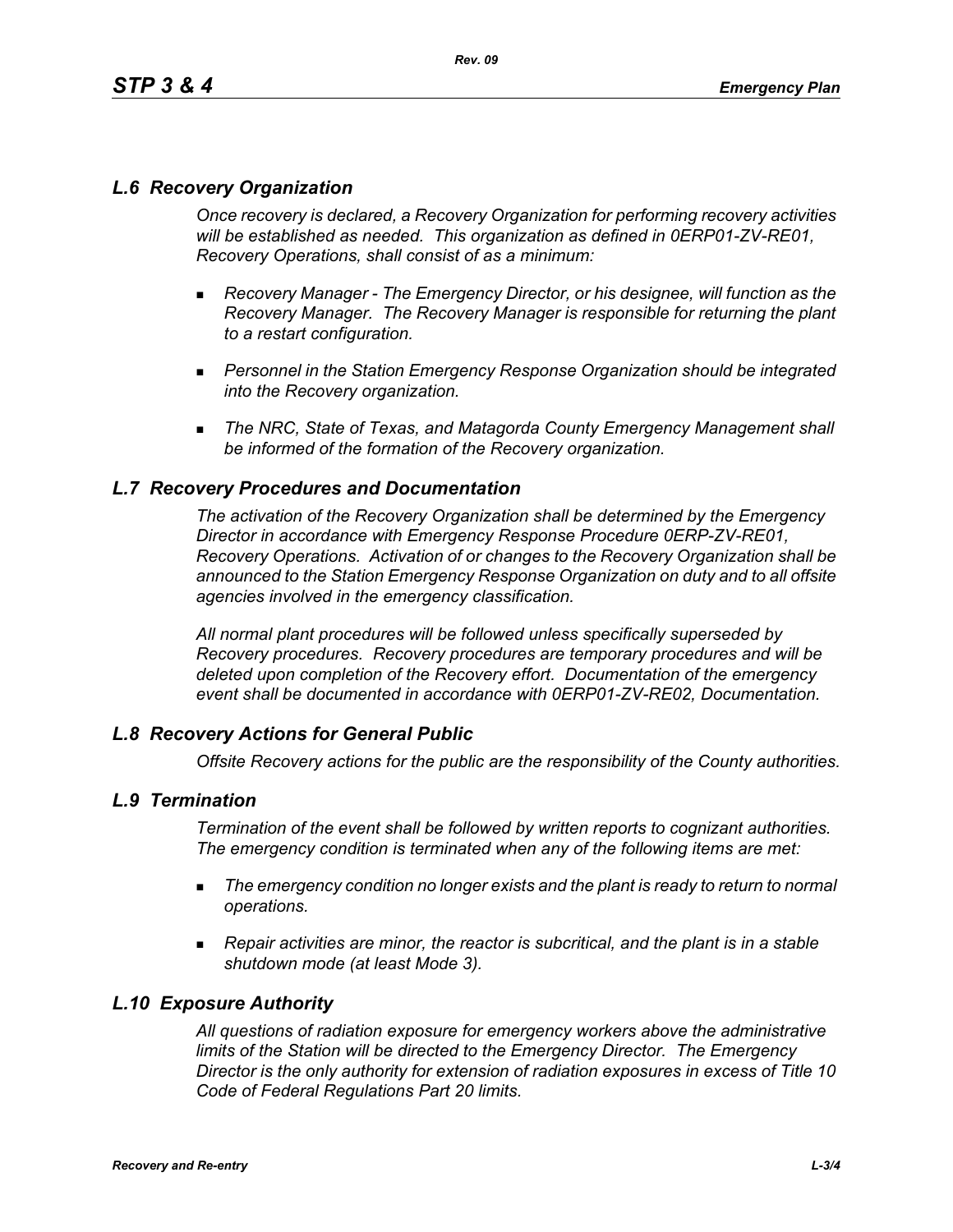## *L.6 Recovery Organization*

*Once recovery is declared, a Recovery Organization for performing recovery activities will be established as needed. This organization as defined in 0ERP01-ZV-RE01, Recovery Operations, shall consist of as a minimum:*

- *Recovery Manager - The Emergency Director, or his designee, will function as the Recovery Manager. The Recovery Manager is responsible for returning the plant to a restart configuration.*
- *Personnel in the Station Emergency Response Organization should be integrated into the Recovery organization.*
- *The NRC, State of Texas, and Matagorda County Emergency Management shall be informed of the formation of the Recovery organization.*

## *L.7 Recovery Procedures and Documentation*

*The activation of the Recovery Organization shall be determined by the Emergency Director in accordance with Emergency Response Procedure 0ERP-ZV-RE01, Recovery Operations. Activation of or changes to the Recovery Organization shall be announced to the Station Emergency Response Organization on duty and to all offsite agencies involved in the emergency classification.*

*All normal plant procedures will be followed unless specifically superseded by Recovery procedures. Recovery procedures are temporary procedures and will be deleted upon completion of the Recovery effort. Documentation of the emergency event shall be documented in accordance with 0ERP01-ZV-RE02, Documentation.*

## *L.8 Recovery Actions for General Public*

*Offsite Recovery actions for the public are the responsibility of the County authorities.*

## *L.9 Termination*

*Termination of the event shall be followed by written reports to cognizant authorities. The emergency condition is terminated when any of the following items are met:*

- *The emergency condition no longer exists and the plant is ready to return to normal operations.*
- *Repair activities are minor, the reactor is subcritical, and the plant is in a stable shutdown mode (at least Mode 3).*

## *L.10 Exposure Authority*

*All questions of radiation exposure for emergency workers above the administrative limits of the Station will be directed to the Emergency Director. The Emergency Director is the only authority for extension of radiation exposures in excess of Title 10 Code of Federal Regulations Part 20 limits.*